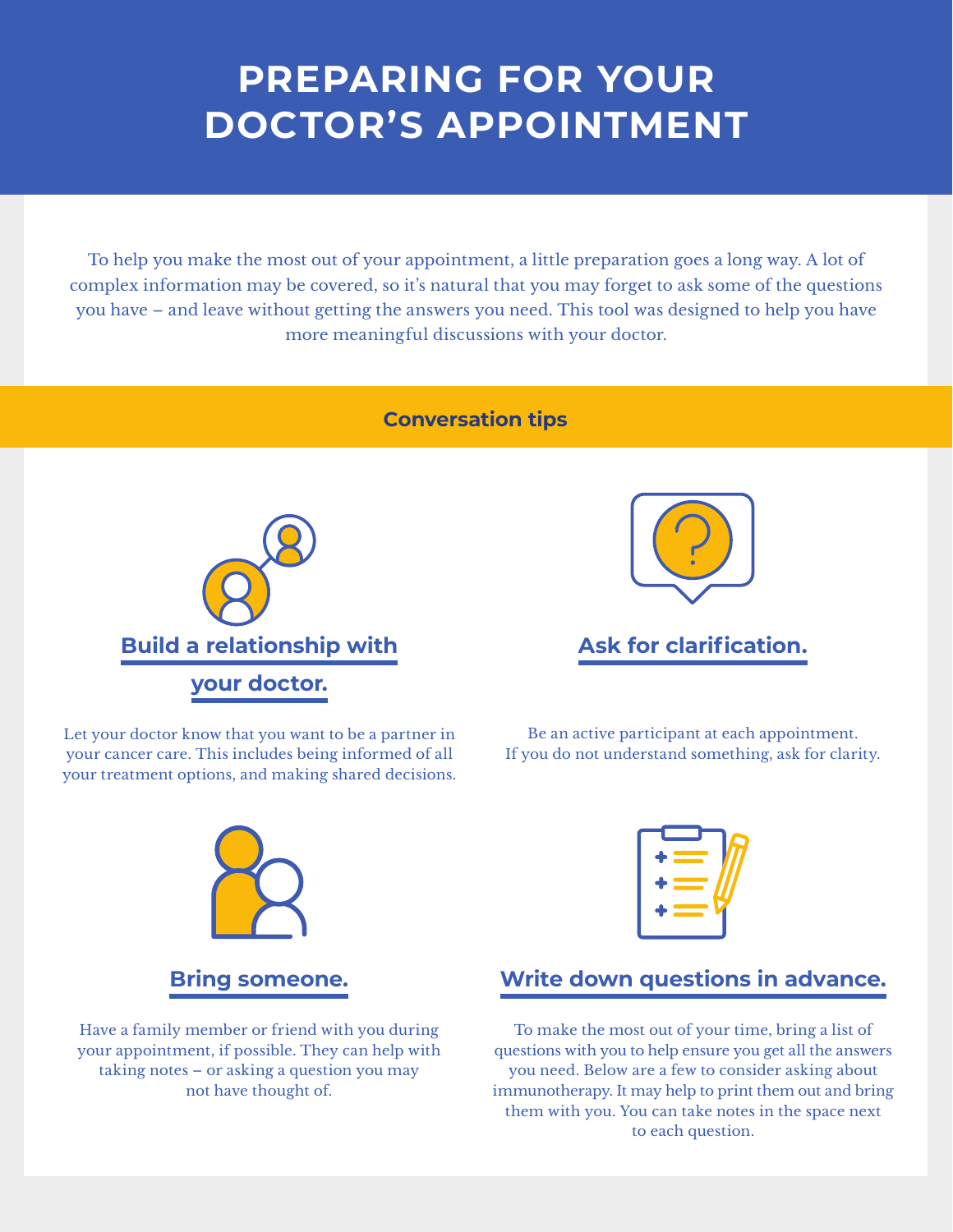# PREPARING FOR YOUR DOCTOR'S APPOINTMENT

To help you make the most out of your appointment, a little preparation goes a long way. A lot of complex information may be covered, so it's natural that you may forget to ask some of the questions you have – and leave without getting the answers you need. This tool was designed to help you have more meaningful discussions with your doctor.

## Conversation tips

### Build a relationship with your doctor.

Let your doctor know that you want to be a partner in your cancer care. This includes being informed of all your treatment options, and making shared decisions.

### Ask for clarification.

Be an active participant at each appointment. If you do not understand something, ask for clarity.

### Bring someone.

Have a family member or friend with you during your appointment, if possible. They can help with taking notes – or asking a question you may not have thought of.

### Write down questions in advance.

To make the most out of your time, bring a list of questions with you to help ensure you get all the answers you need. Below are a few to consider asking about immunotherapy. It may help to print them out and bring them with you. You can take notes in the space next to each question.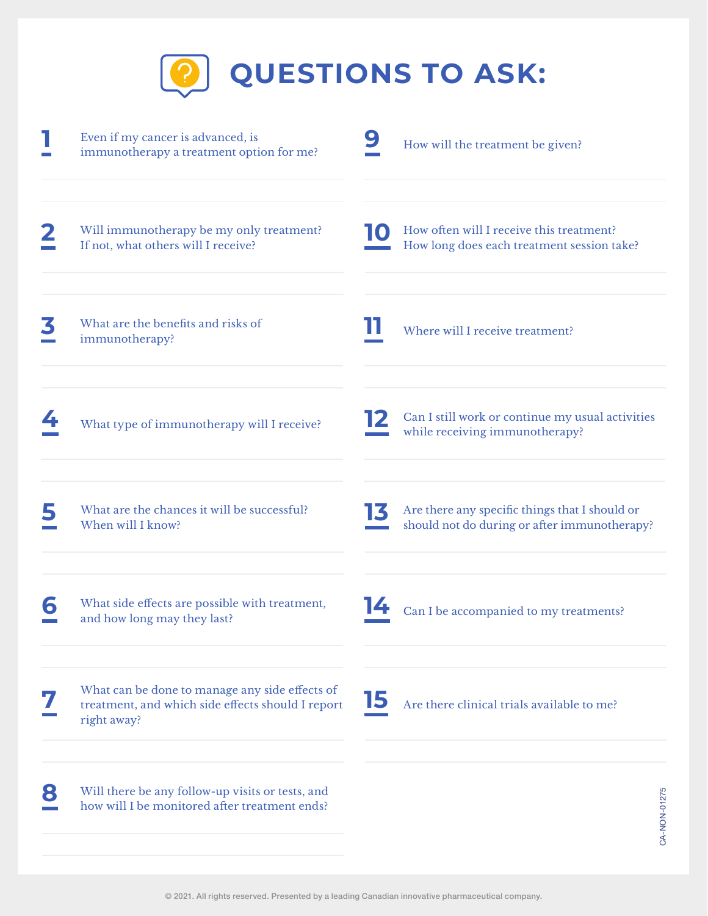# QUESTIONS TO ASK:

1. Even if my cancer is advanced, is immunotherapy a treatment option for me?
2. Will immunotherapy be my only treatment? If not, what others will I receive?
3. What are the benefits and risks of immunotherapy?
4. What type of immunotherapy will I receive?
5. What are the chances it will be successful? When will I know?
6. What side effects are possible with treatment, and how long may they last?
7. What can be done to manage any side effects of treatment, and which side effects should I report right away?
8. Will there be any follow-up visits or tests, and how will I be monitored after treatment ends?
9. How will the treatment be given?
10. How often will I receive this treatment? How long does each treatment session take?
11. Where will I receive treatment?
12. Can I still work or continue my usual activities while receiving immunotherapy?
13. Are there any specific things that I should or should not do during or after immunotherapy?
14. Can I be accompanied to my treatments?
15. Are there clinical trials available to me?

CA-NON-01275

© 2021. All rights reserved. Presented by a leading Canadian innovative pharmaceutical company.